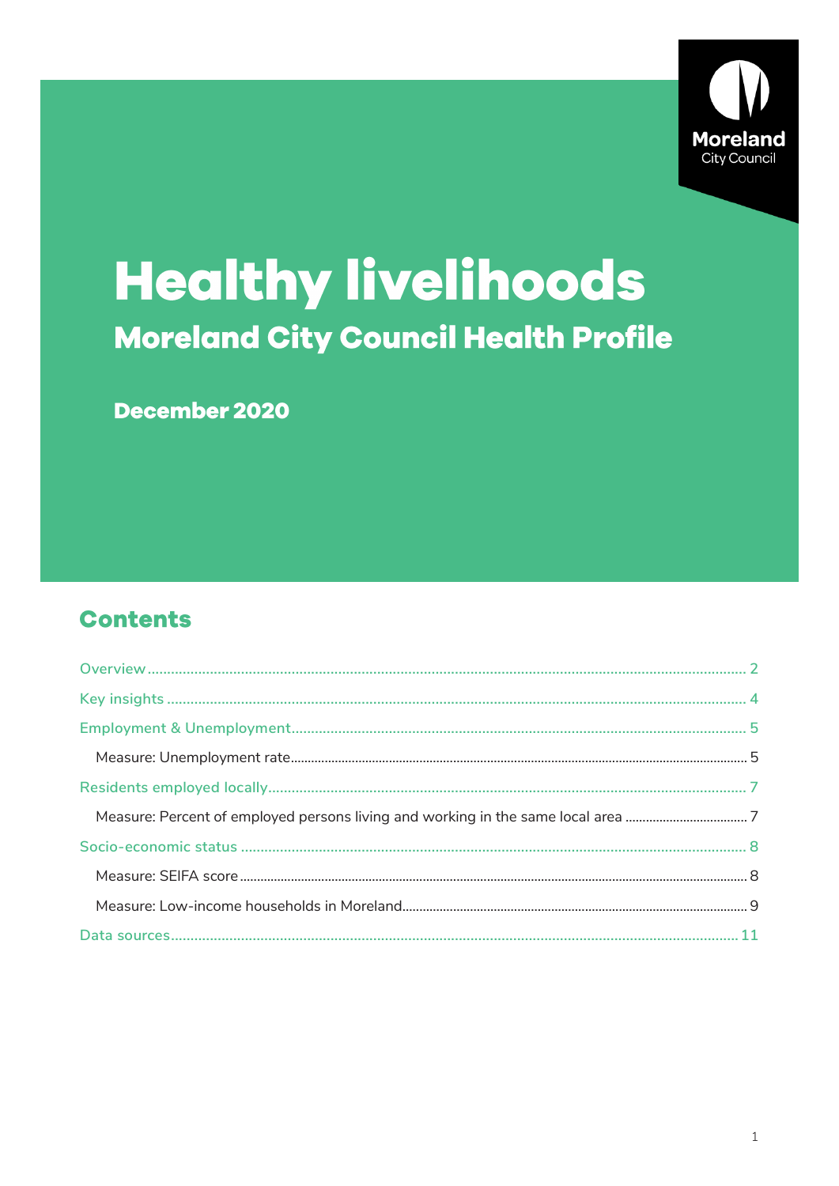Moreland
City Council

# Healthy livelihoods

## Moreland City Council Health Profile

**December 2020**

## Contents

- Overview ........ 2
- Key insights ........ 4
- Employment & Unemployment ........ 5
  - Measure: Unemployment rate ........ 5
- Residents employed locally ........ 7
  - Measure: Percent of employed persons living and working in the same local area ........ 7
- Socio-economic status ........ 8
  - Measure: SEIFA score ........ 8
  - Measure: Low-income households in Moreland ........ 9
- Data sources ........ 11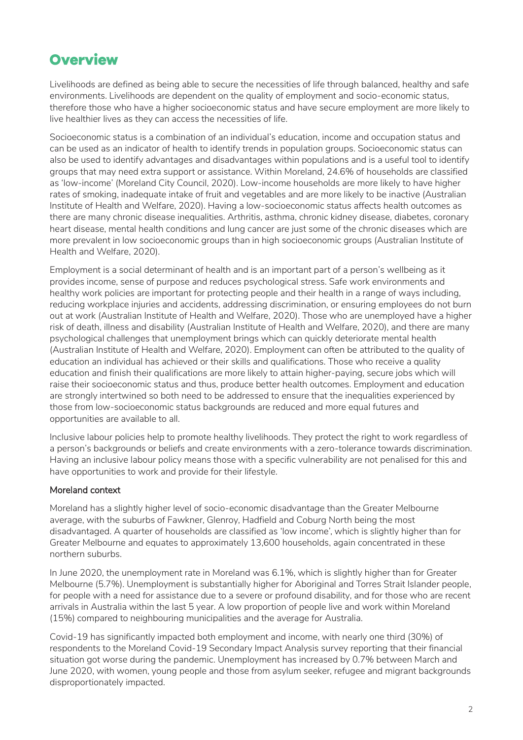# Overview

Livelihoods are defined as being able to secure the necessities of life through balanced, healthy and safe environments. Livelihoods are dependent on the quality of employment and socio-economic status, therefore those who have a higher socioeconomic status and have secure employment are more likely to live healthier lives as they can access the necessities of life.

Socioeconomic status is a combination of an individual's education, income and occupation status and can be used as an indicator of health to identify trends in population groups. Socioeconomic status can also be used to identify advantages and disadvantages within populations and is a useful tool to identify groups that may need extra support or assistance. Within Moreland, 24.6% of households are classified as 'low-income' (Moreland City Council, 2020). Low-income households are more likely to have higher rates of smoking, inadequate intake of fruit and vegetables and are more likely to be inactive (Australian Institute of Health and Welfare, 2020). Having a low-socioeconomic status affects health outcomes as there are many chronic disease inequalities. Arthritis, asthma, chronic kidney disease, diabetes, coronary heart disease, mental health conditions and lung cancer are just some of the chronic diseases which are more prevalent in low socioeconomic groups than in high socioeconomic groups (Australian Institute of Health and Welfare, 2020).

Employment is a social determinant of health and is an important part of a person's wellbeing as it provides income, sense of purpose and reduces psychological stress. Safe work environments and healthy work policies are important for protecting people and their health in a range of ways including, reducing workplace injuries and accidents, addressing discrimination, or ensuring employees do not burn out at work (Australian Institute of Health and Welfare, 2020). Those who are unemployed have a higher risk of death, illness and disability (Australian Institute of Health and Welfare, 2020), and there are many psychological challenges that unemployment brings which can quickly deteriorate mental health (Australian Institute of Health and Welfare, 2020). Employment can often be attributed to the quality of education an individual has achieved or their skills and qualifications. Those who receive a quality education and finish their qualifications are more likely to attain higher-paying, secure jobs which will raise their socioeconomic status and thus, produce better health outcomes. Employment and education are strongly intertwined so both need to be addressed to ensure that the inequalities experienced by those from low-socioeconomic status backgrounds are reduced and more equal futures and opportunities are available to all.

Inclusive labour policies help to promote healthy livelihoods. They protect the right to work regardless of a person's backgrounds or beliefs and create environments with a zero-tolerance towards discrimination. Having an inclusive labour policy means those with a specific vulnerability are not penalised for this and have opportunities to work and provide for their lifestyle.

## Moreland context

Moreland has a slightly higher level of socio-economic disadvantage than the Greater Melbourne average, with the suburbs of Fawkner, Glenroy, Hadfield and Coburg North being the most disadvantaged. A quarter of households are classified as 'low income', which is slightly higher than for Greater Melbourne and equates to approximately 13,600 households, again concentrated in these northern suburbs.

In June 2020, the unemployment rate in Moreland was 6.1%, which is slightly higher than for Greater Melbourne (5.7%). Unemployment is substantially higher for Aboriginal and Torres Strait Islander people, for people with a need for assistance due to a severe or profound disability, and for those who are recent arrivals in Australia within the last 5 year. A low proportion of people live and work within Moreland (15%) compared to neighbouring municipalities and the average for Australia.

Covid-19 has significantly impacted both employment and income, with nearly one third (30%) of respondents to the Moreland Covid-19 Secondary Impact Analysis survey reporting that their financial situation got worse during the pandemic. Unemployment has increased by 0.7% between March and June 2020, with women, young people and those from asylum seeker, refugee and migrant backgrounds disproportionately impacted.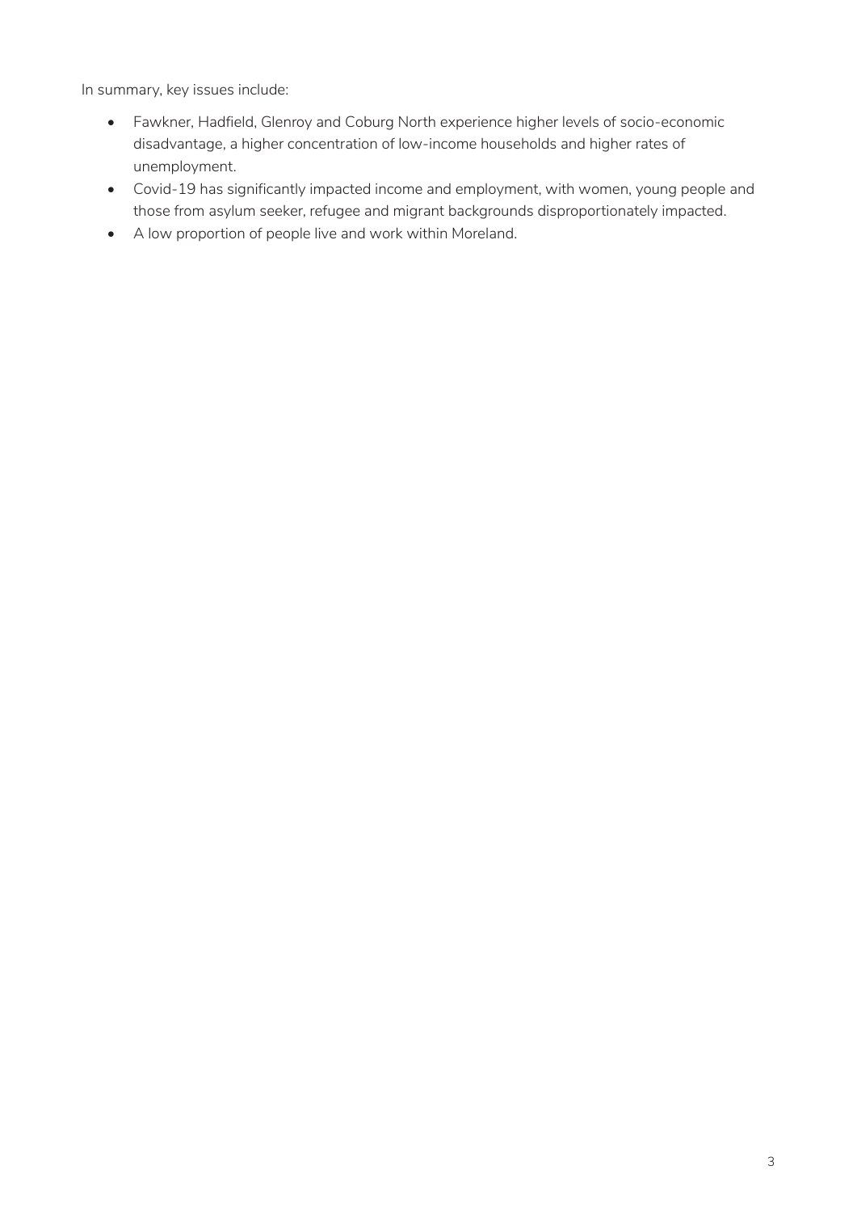In summary, key issues include:

- Fawkner, Hadfield, Glenroy and Coburg North experience higher levels of socio-economic disadvantage, a higher concentration of low-income households and higher rates of unemployment.
- Covid-19 has significantly impacted income and employment, with women, young people and those from asylum seeker, refugee and migrant backgrounds disproportionately impacted.
- A low proportion of people live and work within Moreland.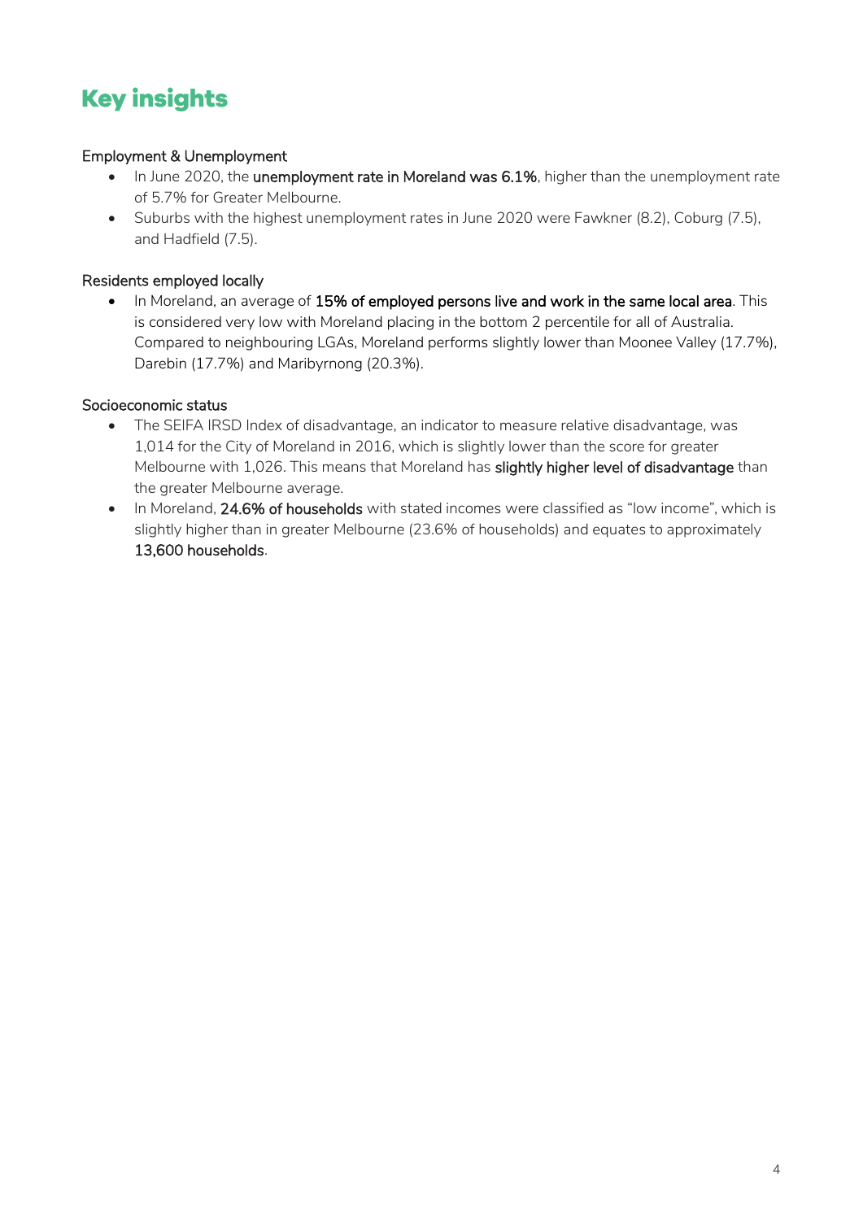# Key insights

Employment & Unemployment

- In June 2020, the **unemployment rate in Moreland was 6.1%**, higher than the unemployment rate of 5.7% for Greater Melbourne.
- Suburbs with the highest unemployment rates in June 2020 were Fawkner (8.2), Coburg (7.5), and Hadfield (7.5).

Residents employed locally

- In Moreland, an average of **15% of employed persons live and work in the same local area**. This is considered very low with Moreland placing in the bottom 2 percentile for all of Australia. Compared to neighbouring LGAs, Moreland performs slightly lower than Moonee Valley (17.7%), Darebin (17.7%) and Maribyrnong (20.3%).

Socioeconomic status

- The SEIFA IRSD Index of disadvantage, an indicator to measure relative disadvantage, was 1,014 for the City of Moreland in 2016, which is slightly lower than the score for greater Melbourne with 1,026. This means that Moreland has **slightly higher level of disadvantage** than the greater Melbourne average.
- In Moreland, **24.6% of households** with stated incomes were classified as "low income", which is slightly higher than in greater Melbourne (23.6% of households) and equates to approximately **13,600 households**.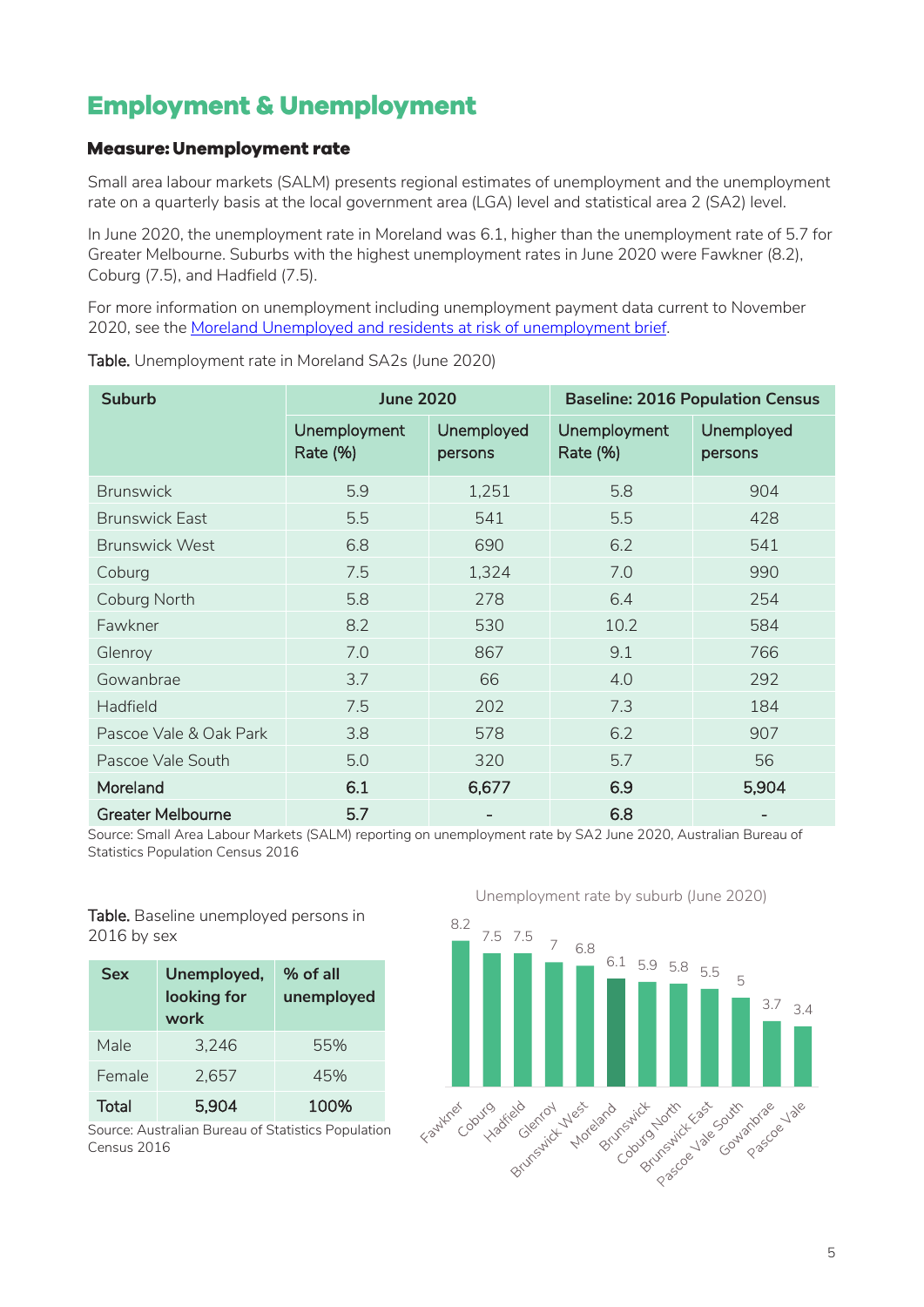# Employment & Unemployment

### Measure: Unemployment rate

Small area labour markets (SALM) presents regional estimates of unemployment and the unemployment rate on a quarterly basis at the local government area (LGA) level and statistical area 2 (SA2) level.

In June 2020, the unemployment rate in Moreland was 6.1, higher than the unemployment rate of 5.7 for Greater Melbourne. Suburbs with the highest unemployment rates in June 2020 were Fawkner (8.2), Coburg (7.5), and Hadfield (7.5).

For more information on unemployment including unemployment payment data current to November 2020, see the Moreland Unemployed and residents at risk of unemployment brief.

**Table.** Unemployment rate in Moreland SA2s (June 2020)

| Suburb | June 2020 | | Baseline: 2016 Population Census | |
|---|---|---|---|---|
| | Unemployment Rate (%) | Unemployed persons | Unemployment Rate (%) | Unemployed persons |
| Brunswick | 5.9 | 1,251 | 5.8 | 904 |
| Brunswick East | 5.5 | 541 | 5.5 | 428 |
| Brunswick West | 6.8 | 690 | 6.2 | 541 |
| Coburg | 7.5 | 1,324 | 7.0 | 990 |
| Coburg North | 5.8 | 278 | 6.4 | 254 |
| Fawkner | 8.2 | 530 | 10.2 | 584 |
| Glenroy | 7.0 | 867 | 9.1 | 766 |
| Gowanbrae | 3.7 | 66 | 4.0 | 292 |
| Hadfield | 7.5 | 202 | 7.3 | 184 |
| Pascoe Vale & Oak Park | 3.8 | 578 | 6.2 | 907 |
| Pascoe Vale South | 5.0 | 320 | 5.7 | 56 |
| **Moreland** | **6.1** | **6,677** | **6.9** | **5,904** |
| **Greater Melbourne** | **5.7** | **-** | **6.8** | **-** |

Source: Small Area Labour Markets (SALM) reporting on unemployment rate by SA2 June 2020, Australian Bureau of Statistics Population Census 2016

**Table.** Baseline unemployed persons in 2016 by sex

| Sex | Unemployed, looking for work | % of all unemployed |
|---|---|---|
| Male | 3,246 | 55% |
| Female | 2,657 | 45% |
| **Total** | **5,904** | **100%** |

Source: Australian Bureau of Statistics Population Census 2016

Unemployment rate by suburb (June 2020)

| Suburb | Rate |
|---|---|
| Fawkner | 8.2 |
| Coburg | 7.5 |
| Hadfield | 7.5 |
| Glenroy | 7 |
| Brunswick West | 6.8 |
| Moreland | 6.1 |
| Brunswick | 5.9 |
| Coburg North | 5.8 |
| Brunswick East | 5.5 |
| Pascoe Vale South | 5 |
| Gowanbrae | 3.7 |
| Pascoe Vale | 3.4 |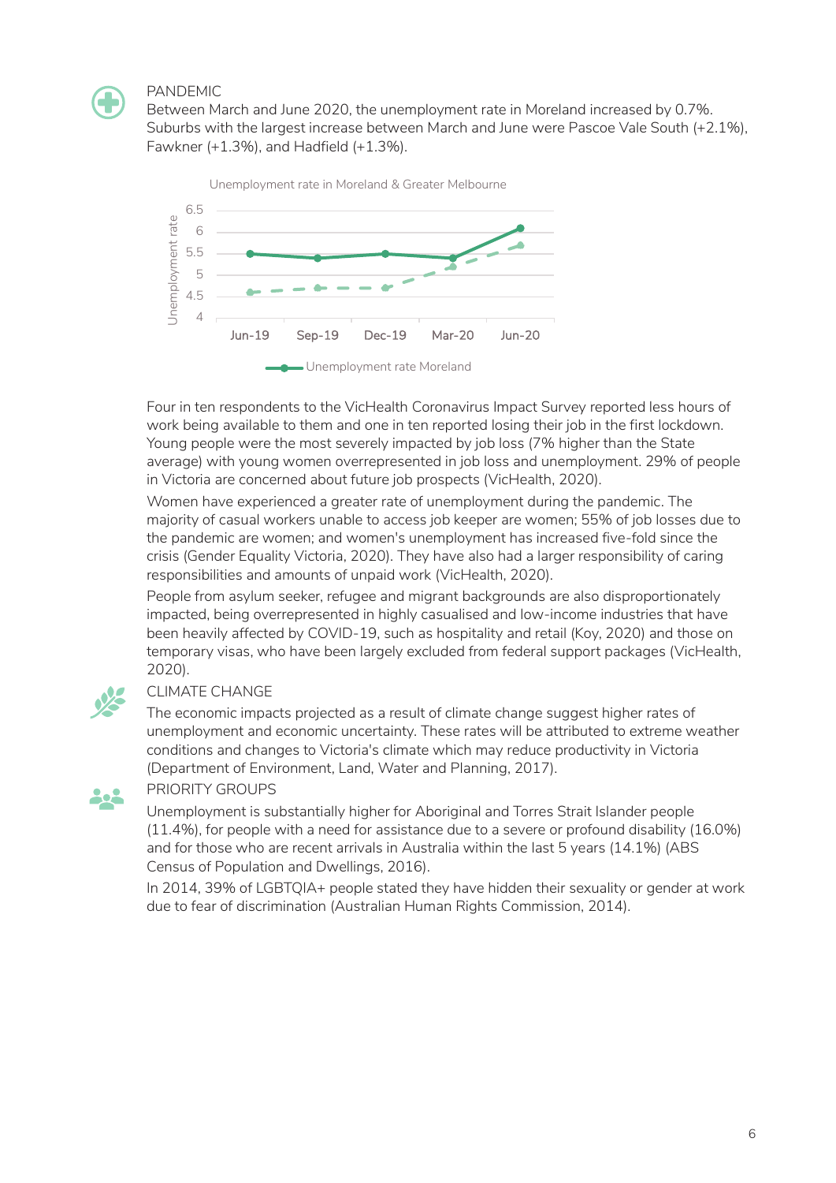## PANDEMIC

Between March and June 2020, the unemployment rate in Moreland increased by 0.7%. Suburbs with the largest increase between March and June were Pascoe Vale South (+2.1%), Fawkner (+1.3%), and Hadfield (+1.3%).

Unemployment rate in Moreland & Greater Melbourne

| | Jun-19 | Sep-19 | Dec-19 | Mar-20 | Jun-20 |
|---|---|---|---|---|---|
| Unemployment rate Moreland | 5.5 | 5.4 | 5.5 | 5.4 | 6.1 |
| Greater Melbourne | 4.6 | 4.7 | 4.7 | 5.2 | 5.7 |

Four in ten respondents to the VicHealth Coronavirus Impact Survey reported less hours of work being available to them and one in ten reported losing their job in the first lockdown. Young people were the most severely impacted by job loss (7% higher than the State average) with young women overrepresented in job loss and unemployment. 29% of people in Victoria are concerned about future job prospects (VicHealth, 2020).

Women have experienced a greater rate of unemployment during the pandemic. The majority of casual workers unable to access job keeper are women; 55% of job losses due to the pandemic are women; and women's unemployment has increased five-fold since the crisis (Gender Equality Victoria, 2020). They have also had a larger responsibility of caring responsibilities and amounts of unpaid work (VicHealth, 2020).

People from asylum seeker, refugee and migrant backgrounds are also disproportionately impacted, being overrepresented in highly casualised and low-income industries that have been heavily affected by COVID-19, such as hospitality and retail (Koy, 2020) and those on temporary visas, who have been largely excluded from federal support packages (VicHealth, 2020).

## CLIMATE CHANGE

The economic impacts projected as a result of climate change suggest higher rates of unemployment and economic uncertainty. These rates will be attributed to extreme weather conditions and changes to Victoria's climate which may reduce productivity in Victoria (Department of Environment, Land, Water and Planning, 2017).

## PRIORITY GROUPS

Unemployment is substantially higher for Aboriginal and Torres Strait Islander people (11.4%), for people with a need for assistance due to a severe or profound disability (16.0%) and for those who are recent arrivals in Australia within the last 5 years (14.1%) (ABS Census of Population and Dwellings, 2016).

In 2014, 39% of LGBTQIA+ people stated they have hidden their sexuality or gender at work due to fear of discrimination (Australian Human Rights Commission, 2014).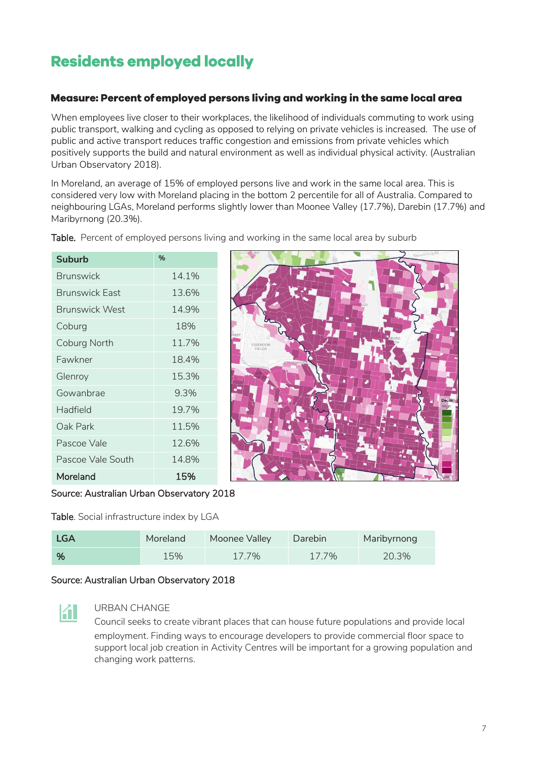# Residents employed locally

### Measure: Percent of employed persons living and working in the same local area

When employees live closer to their workplaces, the likelihood of individuals commuting to work using public transport, walking and cycling as opposed to relying on private vehicles is increased. The use of public and active transport reduces traffic congestion and emissions from private vehicles which positively supports the build and natural environment as well as individual physical activity. (Australian Urban Observatory 2018).

In Moreland, an average of 15% of employed persons live and work in the same local area. This is considered very low with Moreland placing in the bottom 2 percentile for all of Australia. Compared to neighbouring LGAs, Moreland performs slightly lower than Moonee Valley (17.7%), Darebin (17.7%) and Maribyrnong (20.3%).

**Table.** Percent of employed persons living and working in the same local area by suburb

| Suburb | % |
|---|---|
| Brunswick | 14.1% |
| Brunswick East | 13.6% |
| Brunswick West | 14.9% |
| Coburg | 18% |
| Coburg North | 11.7% |
| Fawkner | 18.4% |
| Glenroy | 15.3% |
| Gowanbrae | 9.3% |
| Hadfield | 19.7% |
| Oak Park | 11.5% |
| Pascoe Vale | 12.6% |
| Pascoe Vale South | 14.8% |
| **Moreland** | **15%** |

Source: Australian Urban Observatory 2018

**Table**. Social infrastructure index by LGA

| LGA | Moreland | Moonee Valley | Darebin | Maribyrnong |
|---|---|---|---|---|
| % | 15% | 17.7% | 17.7% | 20.3% |

Source: Australian Urban Observatory 2018

URBAN CHANGE

Council seeks to create vibrant places that can house future populations and provide local employment. Finding ways to encourage developers to provide commercial floor space to support local job creation in Activity Centres will be important for a growing population and changing work patterns.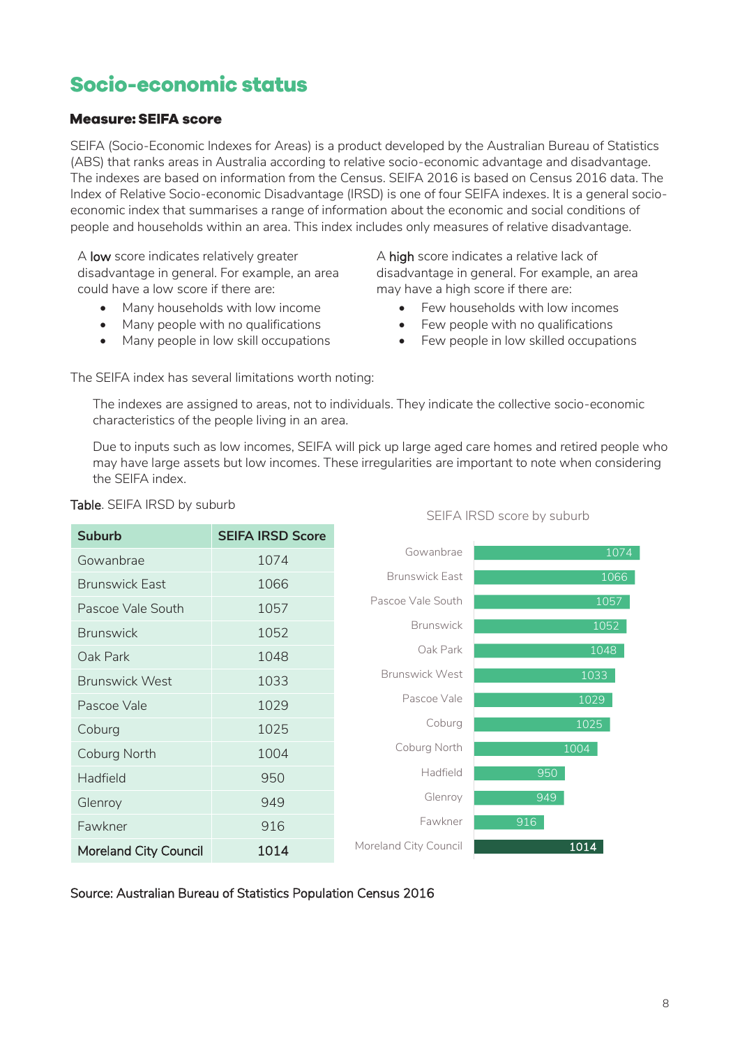# Socio-economic status

### Measure: SEIFA score

SEIFA (Socio-Economic Indexes for Areas) is a product developed by the Australian Bureau of Statistics (ABS) that ranks areas in Australia according to relative socio-economic advantage and disadvantage. The indexes are based on information from the Census. SEIFA 2016 is based on Census 2016 data. The Index of Relative Socio-economic Disadvantage (IRSD) is one of four SEIFA indexes. It is a general socio-economic index that summarises a range of information about the economic and social conditions of people and households within an area. This index includes only measures of relative disadvantage.

A **low** score indicates relatively greater disadvantage in general. For example, an area could have a low score if there are:

- Many households with low income
- Many people with no qualifications
- Many people in low skill occupations

A **high** score indicates a relative lack of disadvantage in general. For example, an area may have a high score if there are:

- Few households with low incomes
- Few people with no qualifications
- Few people in low skilled occupations

The SEIFA index has several limitations worth noting:

The indexes are assigned to areas, not to individuals. They indicate the collective socio-economic characteristics of the people living in an area.

Due to inputs such as low incomes, SEIFA will pick up large aged care homes and retired people who may have large assets but low incomes. These irregularities are important to note when considering the SEIFA index.

**Table**. SEIFA IRSD by suburb

| Suburb | SEIFA IRSD Score |
|---|---|
| Gowanbrae | 1074 |
| Brunswick East | 1066 |
| Pascoe Vale South | 1057 |
| Brunswick | 1052 |
| Oak Park | 1048 |
| Brunswick West | 1033 |
| Pascoe Vale | 1029 |
| Coburg | 1025 |
| Coburg North | 1004 |
| Hadfield | 950 |
| Glenroy | 949 |
| Fawkner | 916 |
| **Moreland City Council** | **1014** |

SEIFA IRSD score by suburb

| Suburb | Score |
|---|---|
| Gowanbrae | 1074 |
| Brunswick East | 1066 |
| Pascoe Vale South | 1057 |
| Brunswick | 1052 |
| Oak Park | 1048 |
| Brunswick West | 1033 |
| Pascoe Vale | 1029 |
| Coburg | 1025 |
| Coburg North | 1004 |
| Hadfield | 950 |
| Glenroy | 949 |
| Fawkner | 916 |
| Moreland City Council | 1014 |

Source: Australian Bureau of Statistics Population Census 2016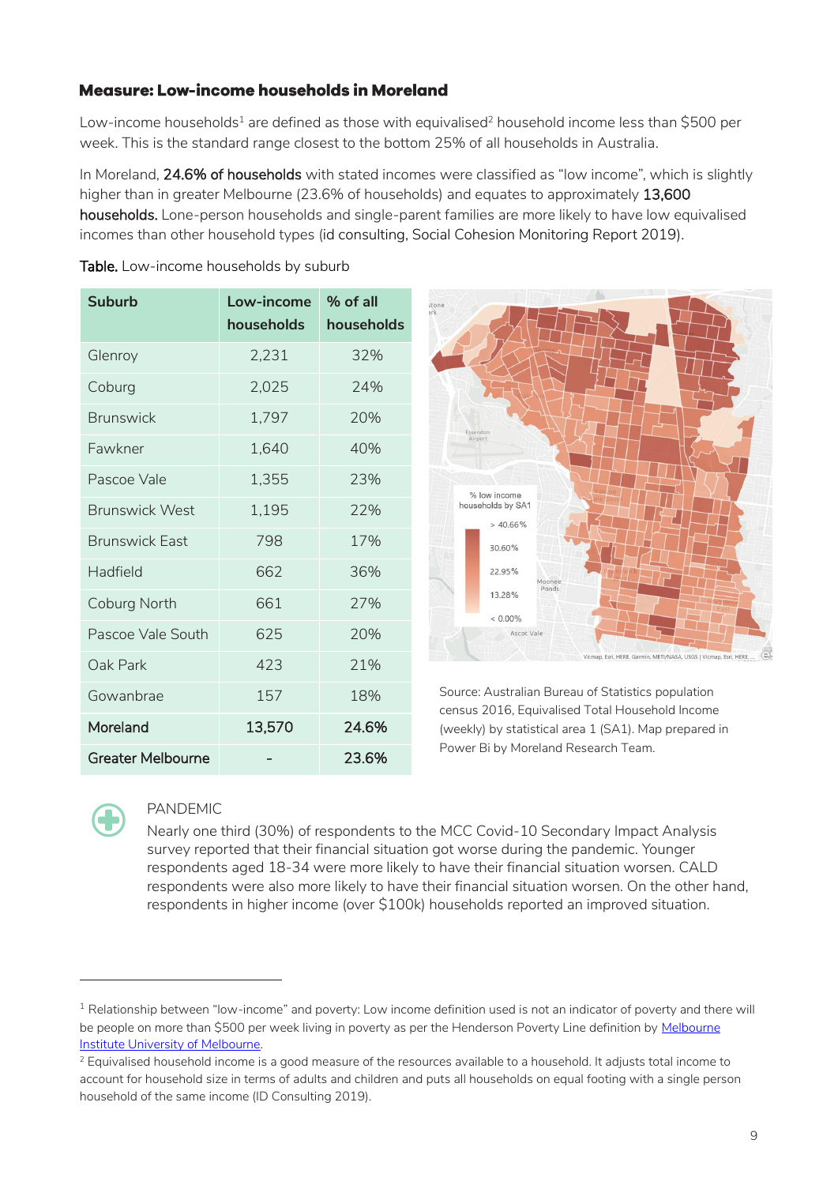### Measure: Low-income households in Moreland

Low-income households[1] are defined as those with equivalised[2] household income less than $500 per week. This is the standard range closest to the bottom 25% of all households in Australia.

In Moreland, **24.6% of households** with stated incomes were classified as "low income", which is slightly higher than in greater Melbourne (23.6% of households) and equates to approximately **13,600 households.** Lone-person households and single-parent families are more likely to have low equivalised incomes than other household types (id consulting, Social Cohesion Monitoring Report 2019).

**Table.** Low-income households by suburb

| Suburb | Low-income households | % of all households |
|---|---|---|
| Glenroy | 2,231 | 32% |
| Coburg | 2,025 | 24% |
| Brunswick | 1,797 | 20% |
| Fawkner | 1,640 | 40% |
| Pascoe Vale | 1,355 | 23% |
| Brunswick West | 1,195 | 22% |
| Brunswick East | 798 | 17% |
| Hadfield | 662 | 36% |
| Coburg North | 661 | 27% |
| Pascoe Vale South | 625 | 20% |
| Oak Park | 423 | 21% |
| Gowanbrae | 157 | 18% |
| **Moreland** | **13,570** | **24.6%** |
| **Greater Melbourne** | **-** | **23.6%** |

Source: Australian Bureau of Statistics population census 2016, Equivalised Total Household Income (weekly) by statistical area 1 (SA1). Map prepared in Power Bi by Moreland Research Team.

PANDEMIC

Nearly one third (30%) of respondents to the MCC Covid-10 Secondary Impact Analysis survey reported that their financial situation got worse during the pandemic. Younger respondents aged 18-34 were more likely to have their financial situation worsen. CALD respondents were also more likely to have their financial situation worsen. On the other hand, respondents in higher income (over $100k) households reported an improved situation.

---

[1] Relationship between "low-income" and poverty: Low income definition used is not an indicator of poverty and there will be people on more than $500 per week living in poverty as per the Henderson Poverty Line definition by Melbourne Institute University of Melbourne.

[2] Equivalised household income is a good measure of the resources available to a household. It adjusts total income to account for household size in terms of adults and children and puts all households on equal footing with a single person household of the same income (ID Consulting 2019).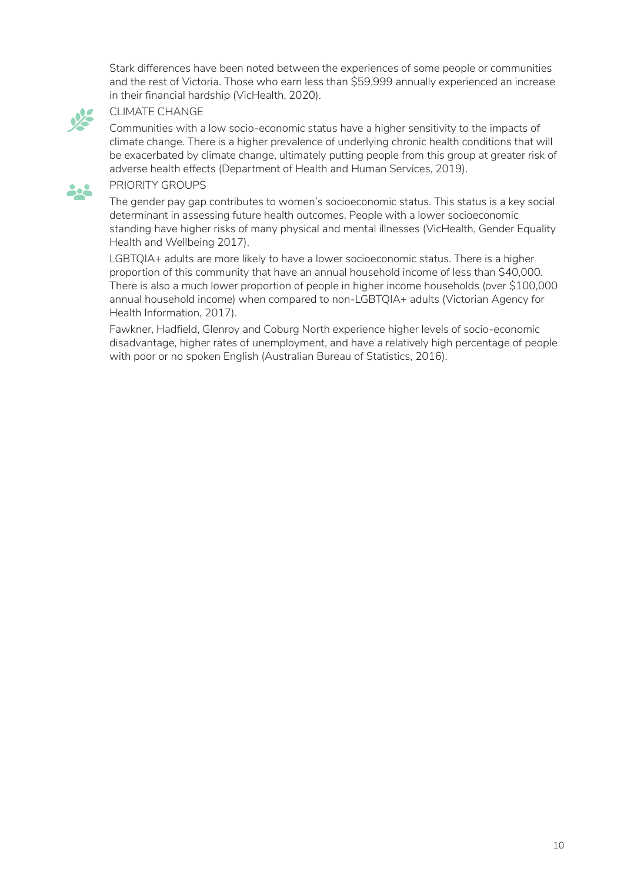Stark differences have been noted between the experiences of some people or communities and the rest of Victoria. Those who earn less than $59,999 annually experienced an increase in their financial hardship (VicHealth, 2020).

### CLIMATE CHANGE

Communities with a low socio-economic status have a higher sensitivity to the impacts of climate change. There is a higher prevalence of underlying chronic health conditions that will be exacerbated by climate change, ultimately putting people from this group at greater risk of adverse health effects (Department of Health and Human Services, 2019).

### PRIORITY GROUPS

The gender pay gap contributes to women's socioeconomic status. This status is a key social determinant in assessing future health outcomes. People with a lower socioeconomic standing have higher risks of many physical and mental illnesses (VicHealth, Gender Equality Health and Wellbeing 2017).

LGBTQIA+ adults are more likely to have a lower socioeconomic status. There is a higher proportion of this community that have an annual household income of less than $40,000. There is also a much lower proportion of people in higher income households (over $100,000 annual household income) when compared to non-LGBTQIA+ adults (Victorian Agency for Health Information, 2017).

Fawkner, Hadfield, Glenroy and Coburg North experience higher levels of socio-economic disadvantage, higher rates of unemployment, and have a relatively high percentage of people with poor or no spoken English (Australian Bureau of Statistics, 2016).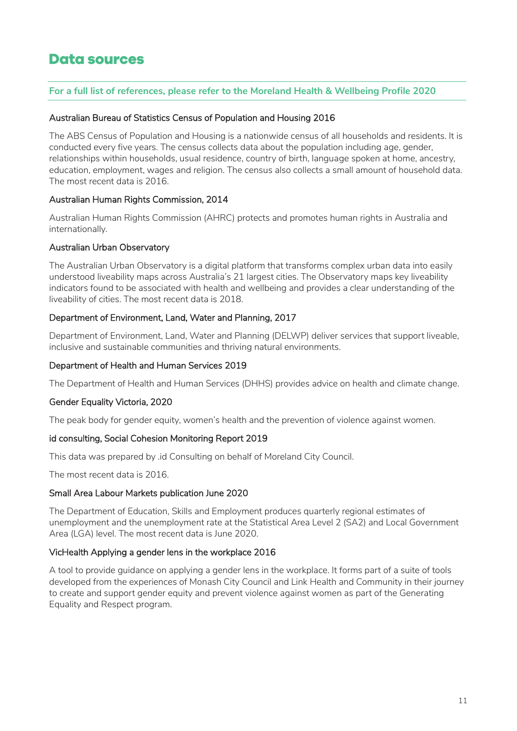# Data sources

**For a full list of references, please refer to the Moreland Health & Wellbeing Profile 2020**

### Australian Bureau of Statistics Census of Population and Housing 2016

The ABS Census of Population and Housing is a nationwide census of all households and residents. It is conducted every five years. The census collects data about the population including age, gender, relationships within households, usual residence, country of birth, language spoken at home, ancestry, education, employment, wages and religion. The census also collects a small amount of household data. The most recent data is 2016.

### Australian Human Rights Commission, 2014

Australian Human Rights Commission (AHRC) protects and promotes human rights in Australia and internationally.

### Australian Urban Observatory

The Australian Urban Observatory is a digital platform that transforms complex urban data into easily understood liveability maps across Australia's 21 largest cities. The Observatory maps key liveability indicators found to be associated with health and wellbeing and provides a clear understanding of the liveability of cities. The most recent data is 2018.

### Department of Environment, Land, Water and Planning, 2017

Department of Environment, Land, Water and Planning (DELWP) deliver services that support liveable, inclusive and sustainable communities and thriving natural environments.

### Department of Health and Human Services 2019

The Department of Health and Human Services (DHHS) provides advice on health and climate change.

### Gender Equality Victoria, 2020

The peak body for gender equity, women's health and the prevention of violence against women.

### id consulting, Social Cohesion Monitoring Report 2019

This data was prepared by .id Consulting on behalf of Moreland City Council.

The most recent data is 2016.

### Small Area Labour Markets publication June 2020

The Department of Education, Skills and Employment produces quarterly regional estimates of unemployment and the unemployment rate at the Statistical Area Level 2 (SA2) and Local Government Area (LGA) level. The most recent data is June 2020.

### VicHealth Applying a gender lens in the workplace 2016

A tool to provide guidance on applying a gender lens in the workplace. It forms part of a suite of tools developed from the experiences of Monash City Council and Link Health and Community in their journey to create and support gender equity and prevent violence against women as part of the Generating Equality and Respect program.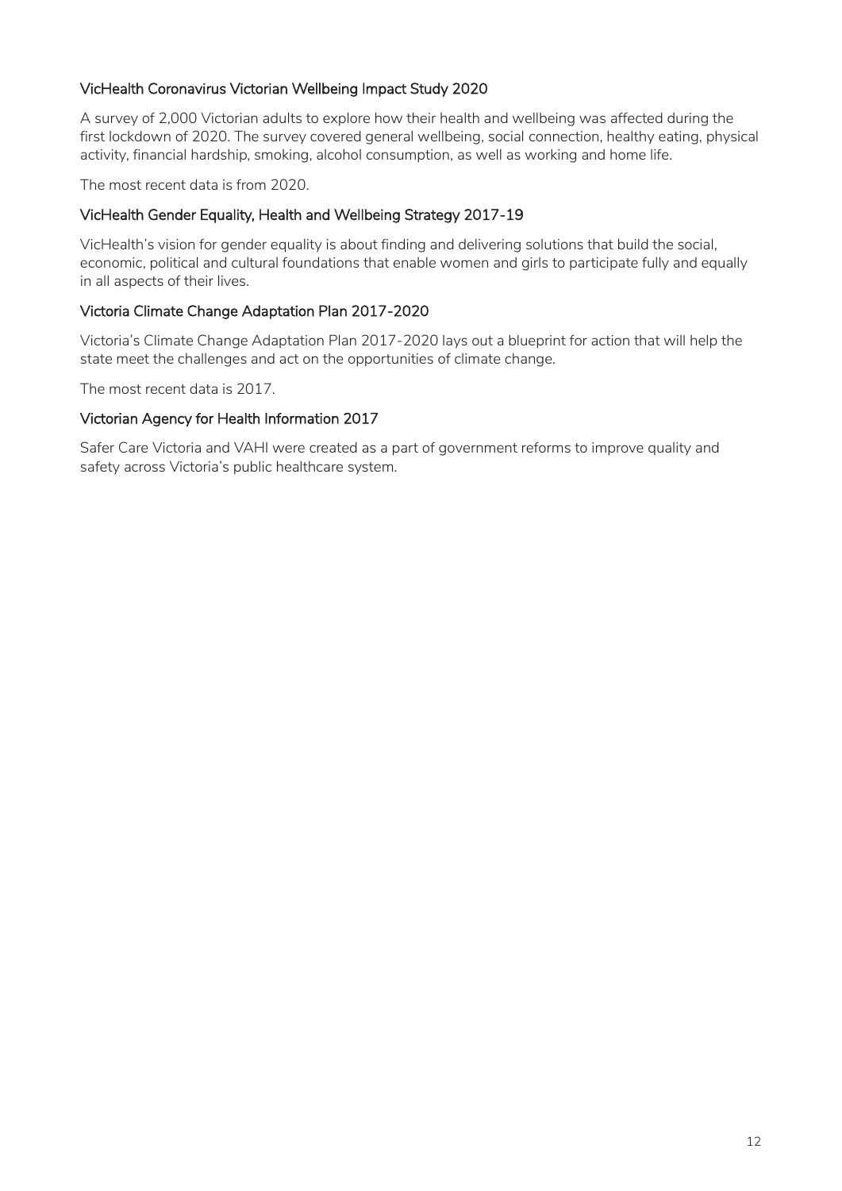### VicHealth Coronavirus Victorian Wellbeing Impact Study 2020

A survey of 2,000 Victorian adults to explore how their health and wellbeing was affected during the first lockdown of 2020. The survey covered general wellbeing, social connection, healthy eating, physical activity, financial hardship, smoking, alcohol consumption, as well as working and home life.

The most recent data is from 2020.

### VicHealth Gender Equality, Health and Wellbeing Strategy 2017-19

VicHealth's vision for gender equality is about finding and delivering solutions that build the social, economic, political and cultural foundations that enable women and girls to participate fully and equally in all aspects of their lives.

### Victoria Climate Change Adaptation Plan 2017-2020

Victoria's Climate Change Adaptation Plan 2017-2020 lays out a blueprint for action that will help the state meet the challenges and act on the opportunities of climate change.

The most recent data is 2017.

### Victorian Agency for Health Information 2017

Safer Care Victoria and VAHI were created as a part of government reforms to improve quality and safety across Victoria's public healthcare system.